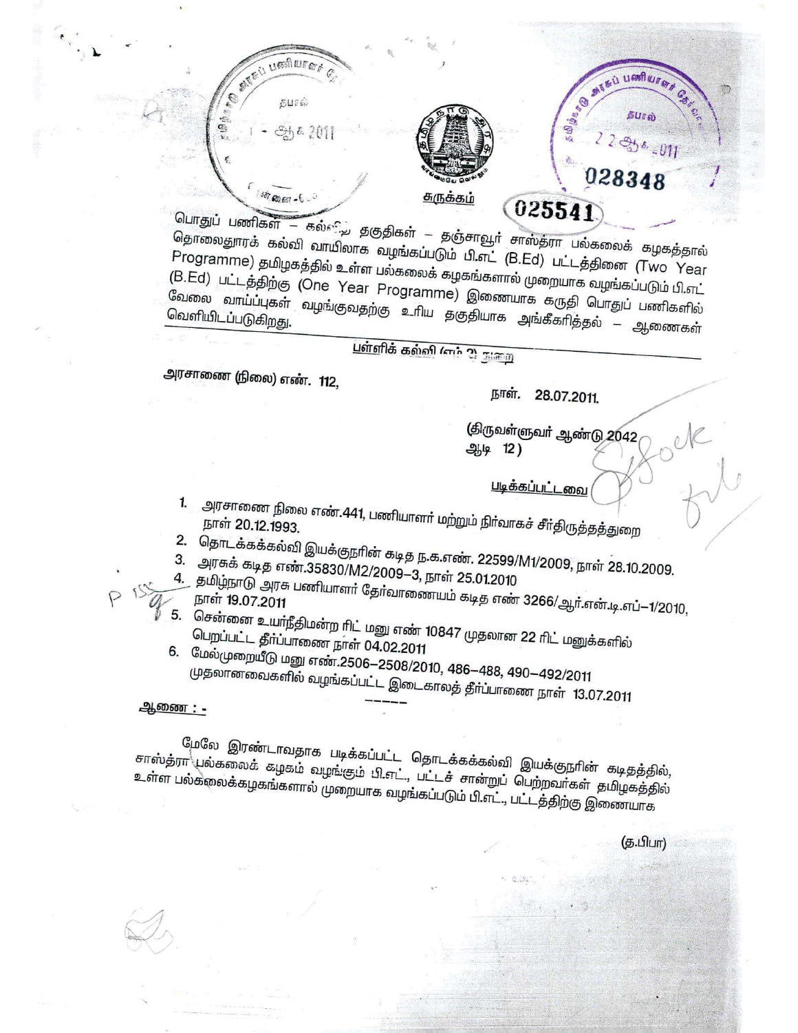சுருக்கம்

பொதுப் பணிகள் – கல்வித் தகுதிகள் – தஞ்சாவூர் சாஸ்த்ரா பல்கலைக் கழகத்தால் தொலைதூரக் கல்வி வாயிலாக வழங்கப்படும் பி.எட் (B.Ed) பட்டத்தினை (Two Year Programme) தமிழகத்தில் உள்ள பல்கலைக் கழகங்களால் முறையாக வழங்கப்படும் பி.எட் (B.Ed) பட்டத்திற்கு (One Year Programme) இணையாக கருதி பொதுப் பணிகளில் வேலை வாய்ப்புகள் வழங்குவதற்கு உரிய தகுதியாக அங்கீகரித்தல் – ஆணைகள் வெளியிடப்படுகிறது.

---

பள்ளிக் கல்வி (எம் 2) துறை

அரசாணை (நிலை) எண். 112,

நாள். 28.07.2011.

(திருவள்ளுவர் ஆண்டு 2042 ஆடி 12)

படிக்கப்பட்டவை

1. அரசாணை நிலை எண்.441, பணியாளர் மற்றும் நிர்வாகச் சீர்திருத்தத்துறை நாள் 20.12.1993.
2. தொடக்கக்கல்வி இயக்குநரின் கடித ந.க.எண். 22599/M1/2009, நாள் 28.10.2009.
3. அரசுக் கடித எண்.35830/M2/2009–3, நாள் 25.01.2010
4. தமிழ்நாடு அரசு பணியாளர் தேர்வாணையம் கடித எண் 3266/ஆர்.என்.டி.எப்–1/2010, நாள் 19.07.2011
5. சென்னை உயர்நீதிமன்ற ரிட் மனு எண் 10847 முதலான 22 ரிட் மனுக்களில் பெறப்பட்ட தீர்ப்பாணை நாள் 04.02.2011
6. மேல்முறையீடு மனு எண்.2506–2508/2010, 486–488, 490–492/2011 முதலானவைகளில் வழங்கப்பட்ட இடைகாலத் தீர்ப்பாணை நாள் 13.07.2011

-----

ஆணை :-

மேலே இரண்டாவதாக படிக்கப்பட்ட தொடக்கக்கல்வி இயக்குநரின் கடிதத்தில், சாஸ்த்ரா பல்கலைக் கழகம் வழங்கும் பி.எட்., பட்டச் சான்றுப் பெற்றவர்கள் தமிழகத்தில் உள்ள பல்கலைக்கழகங்களால் முறையாக வழங்கப்படும் பி.எட்., பட்டத்திற்கு இணையாக

(த.பிபா)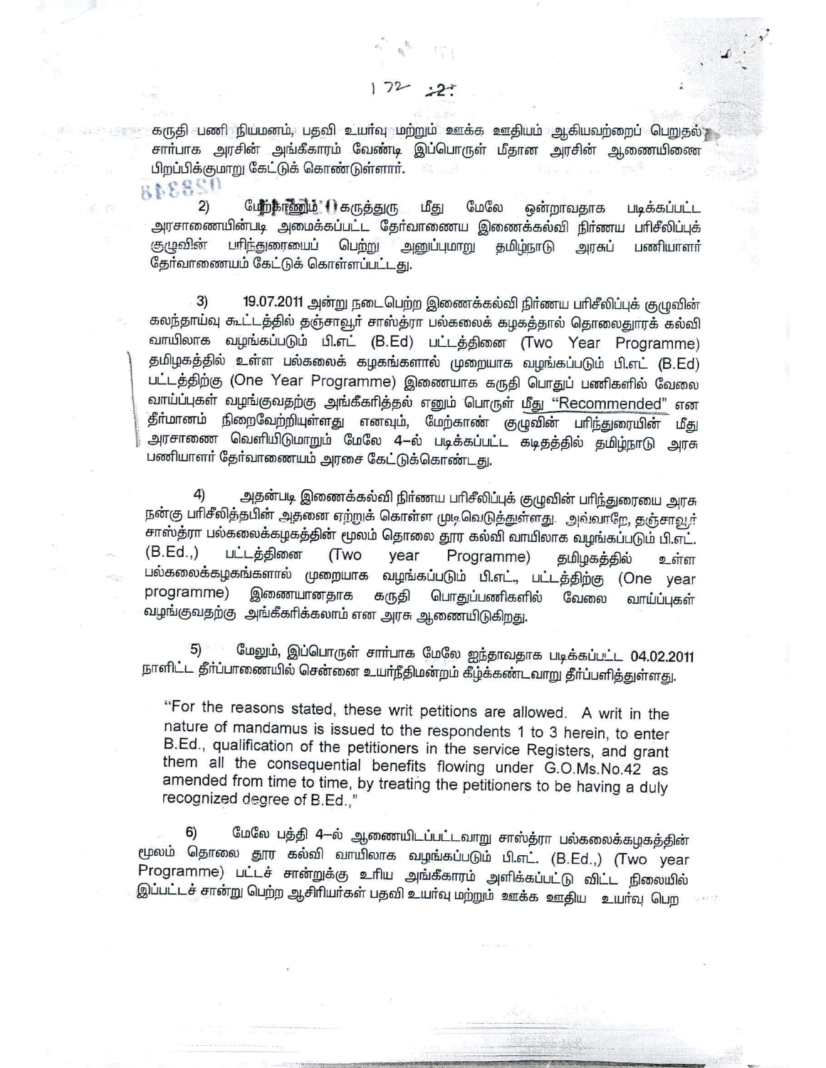கருதி பணி நியமனம், பதவி உயர்வு மற்றும் ஊக்க ஊதியம் ஆகியவற்றைப் பெறுதல் சார்பாக அரசின் அங்கீகாரம் வேண்டி இப்பொருள் மீதான அரசின் ஆணையினை பிறப்பிக்குமாறு கேட்டுக் கொண்டுள்ளார்.

2) மேற்காணும் கருத்துரு மீது மேலே ஒன்றாவதாக படிக்கப்பட்ட அரசாணையின்படி அமைக்கப்பட்ட தேர்வாணைய இணைக்கல்வி நிர்ணய பரிசீலிப்புக் குழுவின் பரிந்துரையைப் பெற்று அனுப்புமாறு தமிழ்நாடு அரசுப் பணியாளர் தேர்வாணையம் கேட்டுக் கொள்ளப்பட்டது.

3) 19.07.2011 அன்று நடைபெற்ற இணைக்கல்வி நிர்ணய பரிசீலிப்புக் குழுவின் கலந்தாய்வு கூட்டத்தில் தஞ்சாவூர் சாஸ்த்ரா பல்கலைக் கழகத்தால் தொலைதூரக் கல்வி வாயிலாக வழங்கப்படும் பி.எட் (B.Ed) பட்டத்தினை (Two Year Programme) தமிழகத்தில் உள்ள பல்கலைக் கழகங்களால் முறையாக வழங்கப்படும் பி.எட் (B.Ed) பட்டத்திற்கு (One Year Programme) இணையாக கருதி பொதுப் பணிகளில் வேலை வாய்ப்புகள் வழங்குவதற்கு அங்கீகரித்தல் எனும் பொருள் மீது "Recommended" என தீர்மானம் நிறைவேற்றியுள்ளது எனவும், மேற்காண் குழுவின் பரிந்துரையின் மீது அரசாணை வெளியிடுமாறும் மேலே 4-ல் படிக்கப்பட்ட கடிதத்தில் தமிழ்நாடு அரசு பணியாளர் தேர்வாணையம் அரசை கேட்டுக்கொண்டது.

4) அதன்படி இணைக்கல்வி நிர்ணய பரிசீலிப்புக் குழுவின் பரிந்துரையை அரசு நன்கு பரிசீலித்தபின் அதனை ஏற்றுக் கொள்ள முடிவெடுத்துள்ளது. அவ்வாறே, தஞ்சாவூர் சாஸ்த்ரா பல்கலைக்கழகத்தின் மூலம் தொலை தூர கல்வி வாயிலாக வழங்கப்படும் பி.எட். (B.Ed.,) பட்டத்தினை (Two year Programme) தமிழகத்தில் உள்ள பல்கலைக்கழகங்களால் முறையாக வழங்கப்படும் பி.எட்., பட்டத்திற்கு (One year programme) இணையானதாக கருதி பொதுப்பணிகளில் வேலை வாய்ப்புகள் வழங்குவதற்கு அங்கீகரிக்கலாம் என அரசு ஆணையிடுகிறது.

5) மேலும், இப்பொருள் சார்பாக மேலே ஐந்தாவதாக படிக்கப்பட்ட 04.02.2011 நாளிட்ட தீர்ப்பாணையில் சென்னை உயர்நீதிமன்றம் கீழ்க்கண்டவாறு தீர்ப்பளித்துள்ளது.

> "For the reasons stated, these writ petitions are allowed. A writ in the nature of mandamus is issued to the respondents 1 to 3 herein, to enter B.Ed., qualification of the petitioners in the service Registers, and grant them all the consequential benefits flowing under G.O.Ms.No.42 as amended from time to time, by treating the petitioners to be having a duly recognized degree of B.Ed.,"

6) மேலே பத்தி 4-ல் ஆணையிடப்பட்டவாறு சாஸ்த்ரா பல்கலைக்கழகத்தின் மூலம் தொலை தூர கல்வி வாயிலாக வழங்கப்படும் பி.எட். (B.Ed.,) (Two year Programme) பட்டச் சான்றுக்கு உரிய அங்கீகாரம் அளிக்கப்பட்டு விட்ட நிலையில் இப்பட்டச் சான்று பெற்ற ஆசிரியர்கள் பதவி உயர்வு மற்றும் ஊக்க ஊதிய உயர்வு பெற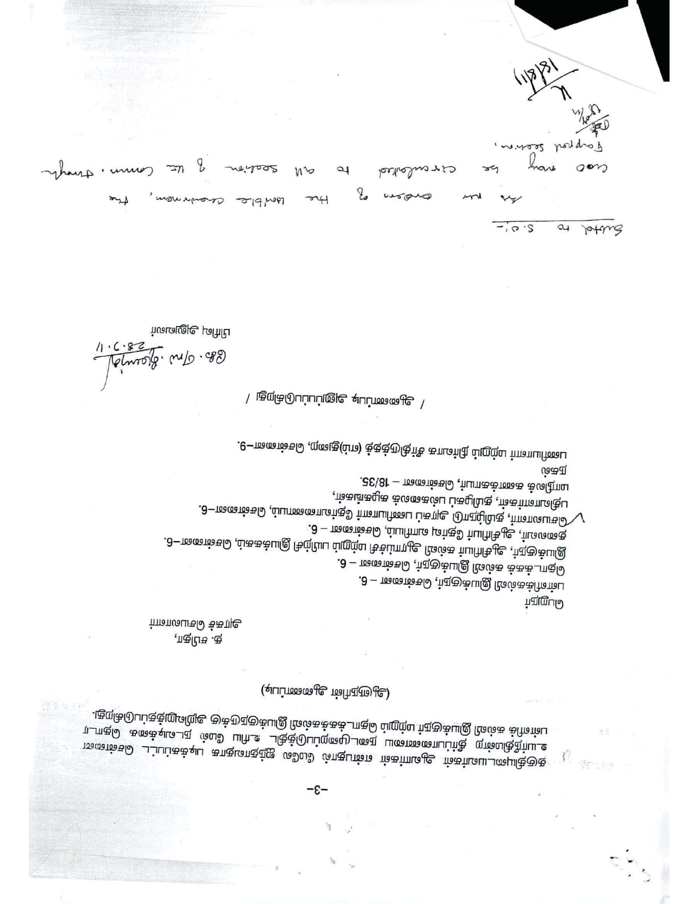இத்திட்டமான ஆணைகள் எவருக்கும் வேலை இருந்ததாக பதிக்கப்பட்ட சென்னை உயர்நீதிமன்ற தீர்ப்பாணையை நடைமுறைப்படுத்திட உரிய மேல் நடவடிக்கை எடுக்க பள்ளிக் கல்வி இயக்குநர் மற்றும் தொடக்கக்கல்வி இயக்குநருக்கு அனுப்பப்படுகிறது.

(ஆளுநரின் ஆணைப்படி)

த. சபிதா,
அரசுச் செயலாளர்

பெறுநர்

பள்ளிக்கல்வி இயக்குநர், சென்னை – 6.
தொடக்கக் கல்வி இயக்குநர், சென்னை – 6.
இயக்குநர், ஆசிரியர் கல்வி ஆராய்ச்சி மற்றும் பயிற்சி இயக்ககம், சென்னை–6.
தலைவர், ஆசிரியர் தேர்வு வாரியம், சென்னை – 6.
✓ செயலாளர், தமிழ்நாடு அரசுப் பணியாளர் தேர்வாணையம், சென்னை–6.
பதிவாளர்கள், தமிழ்நாடு பல்கலைக் கழகங்கள்,
மாநிலக் கணக்காயர், சென்னை – 18/35.

நகல்

பணியாளர் மற்றும் நிர்வாக சீர்திருத்தத் (சி)துறை, சென்னை–9.

/ ஆணைப்படி அனுப்பப்படுகிறது /

28.7.11
பிரிவு அலுவலர்

Sub to S.O.I –

As per orders of the Hon'ble Chairman, the GO may be circulated to all sections of the Comm. through Forward section.

1/8/11